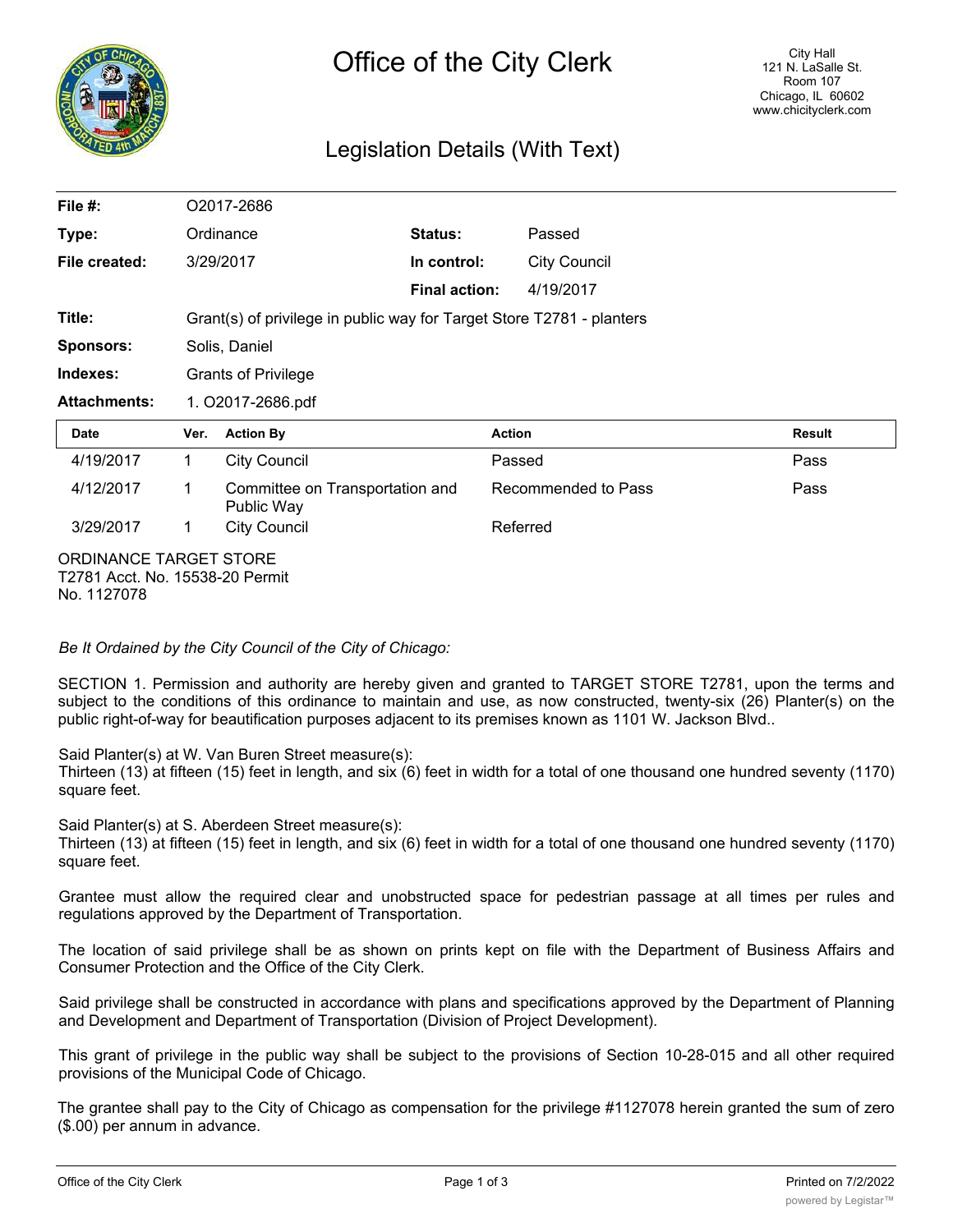# Office of the City Clerk

City Hall
121 N. LaSalle St.
Room 107
Chicago, IL 60602
www.chicityclerk.com

## Legislation Details (With Text)

| | | | |
|---|---|---|---|
| **File #:** | O2017-2686 | | |
| **Type:** | Ordinance | **Status:** | Passed |
| **File created:** | 3/29/2017 | **In control:** | City Council |
| | | **Final action:** | 4/19/2017 |
| **Title:** | Grant(s) of privilege in public way for Target Store T2781 - planters | | |
| **Sponsors:** | Solis, Daniel | | |
| **Indexes:** | Grants of Privilege | | |
| **Attachments:** | 1. O2017-2686.pdf | | |

| Date | Ver. | Action By | Action | Result |
|---|---|---|---|---|
| 4/19/2017 | 1 | City Council | Passed | Pass |
| 4/12/2017 | 1 | Committee on Transportation and Public Way | Recommended to Pass | Pass |
| 3/29/2017 | 1 | City Council | Referred | |

ORDINANCE TARGET STORE
T2781 Acct. No. 15538-20 Permit
No. 1127078

*Be It Ordained by the City Council of the City of Chicago:*

SECTION 1. Permission and authority are hereby given and granted to TARGET STORE T2781, upon the terms and subject to the conditions of this ordinance to maintain and use, as now constructed, twenty-six (26) Planter(s) on the public right-of-way for beautification purposes adjacent to its premises known as 1101 W. Jackson Blvd..

Said Planter(s) at W. Van Buren Street measure(s):
Thirteen (13) at fifteen (15) feet in length, and six (6) feet in width for a total of one thousand one hundred seventy (1170) square feet.

Said Planter(s) at S. Aberdeen Street measure(s):
Thirteen (13) at fifteen (15) feet in length, and six (6) feet in width for a total of one thousand one hundred seventy (1170) square feet.

Grantee must allow the required clear and unobstructed space for pedestrian passage at all times per rules and regulations approved by the Department of Transportation.

The location of said privilege shall be as shown on prints kept on file with the Department of Business Affairs and Consumer Protection and the Office of the City Clerk.

Said privilege shall be constructed in accordance with plans and specifications approved by the Department of Planning and Development and Department of Transportation (Division of Project Development).

This grant of privilege in the public way shall be subject to the provisions of Section 10-28-015 and all other required provisions of the Municipal Code of Chicago.

The grantee shall pay to the City of Chicago as compensation for the privilege #1127078 herein granted the sum of zero ($.00) per annum in advance.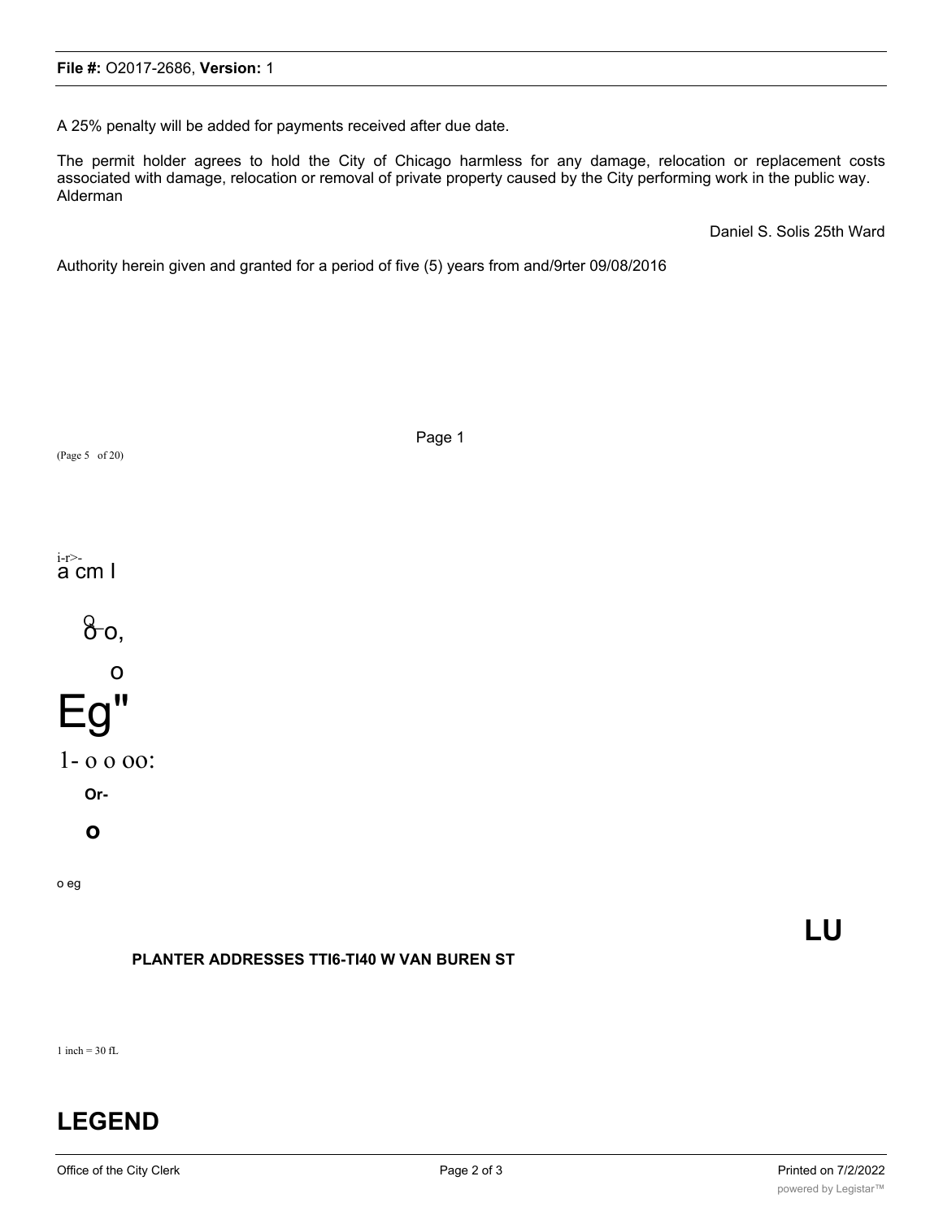A 25% penalty will be added for payments received after due date.

The permit holder agrees to hold the City of Chicago harmless for any damage, relocation or replacement costs associated with damage, relocation or removal of private property caused by the City performing work in the public way. Alderman

Daniel S. Solis 25th Ward

Authority herein given and granted for a period of five (5) years from and/9rter 09/08/2016

Page 1

(Page 5 of 20)

i-r>-
a cm I

8-o,

o

Eg"

1- o o oo:

**Or-**

**o**

o eg

**LU**

**PLANTER ADDRESSES TTI6-TI40 W VAN BUREN ST**

1 inch = 30 fL

# LEGEND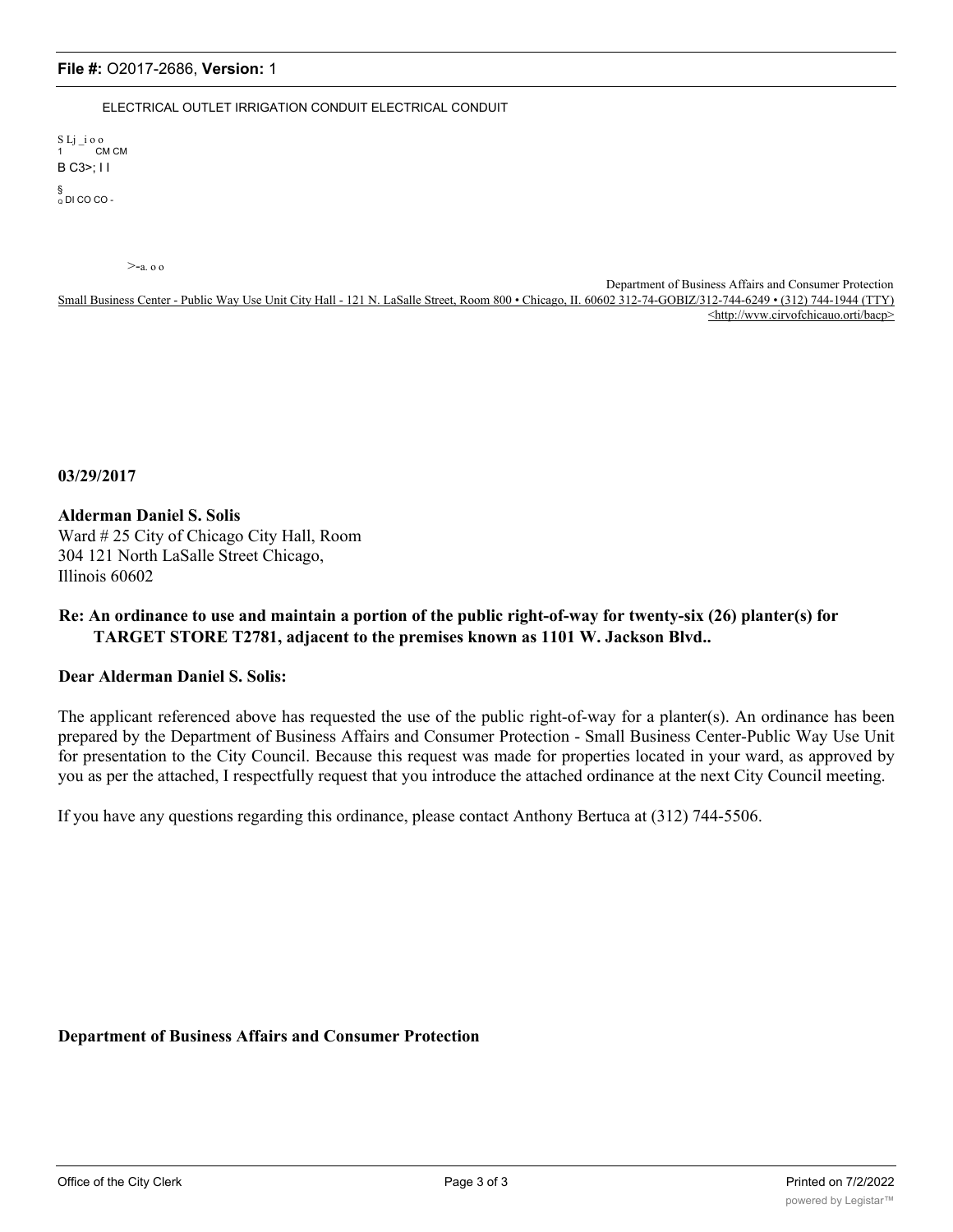ELECTRICAL OUTLET IRRIGATION CONDUIT ELECTRICAL CONDUIT

S Lj _i o o
1 CM CM
B C3>; I I
§
o DI CO CO -

>-a. o o

Department of Business Affairs and Consumer Protection
Small Business Center - Public Way Use Unit City Hall - 121 N. LaSalle Street, Room 800 • Chicago, II. 60602 312-74-GOBIZ/312-744-6249 • (312) 744-1944 (TTY)
<http://wvw.cirvofchicauo.orti/bacp>

**03/29/2017**

**Alderman Daniel S. Solis**
Ward # 25 City of Chicago City Hall, Room
304 121 North LaSalle Street Chicago,
Illinois 60602

**Re: An ordinance to use and maintain a portion of the public right-of-way for twenty-six (26) planter(s) for TARGET STORE T2781, adjacent to the premises known as 1101 W. Jackson Blvd..**

**Dear Alderman Daniel S. Solis:**

The applicant referenced above has requested the use of the public right-of-way for a planter(s). An ordinance has been prepared by the Department of Business Affairs and Consumer Protection - Small Business Center-Public Way Use Unit for presentation to the City Council. Because this request was made for properties located in your ward, as approved by you as per the attached, I respectfully request that you introduce the attached ordinance at the next City Council meeting.

If you have any questions regarding this ordinance, please contact Anthony Bertuca at (312) 744-5506.

**Department of Business Affairs and Consumer Protection**